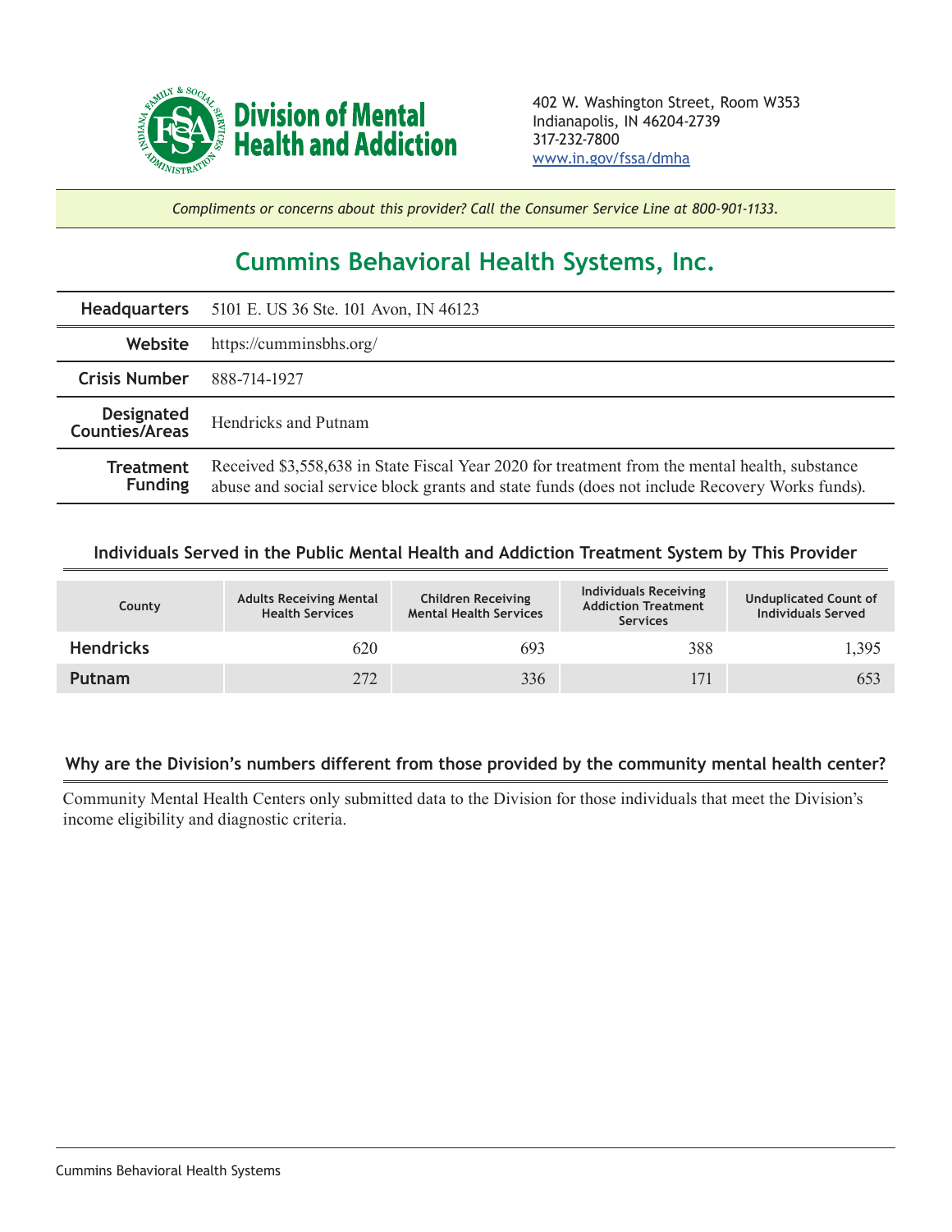**Division of Mental Health and Addiction**

402 W. Washington Street, Room W353
Indianapolis, IN 46204-2739
317-232-7800
www.in.gov/fssa/dmha

*Compliments or concerns about this provider? Call the Consumer Service Line at 800-901-1133.*

# Cummins Behavioral Health Systems, Inc.

| | |
|---|---|
| **Headquarters** | 5101 E. US 36 Ste. 101 Avon, IN 46123 |
| **Website** | https://cumminsbhs.org/ |
| **Crisis Number** | 888-714-1927 |
| **Designated Counties/Areas** | Hendricks and Putnam |
| **Treatment Funding** | Received $3,558,638 in State Fiscal Year 2020 for treatment from the mental health, substance abuse and social service block grants and state funds (does not include Recovery Works funds). |

### Individuals Served in the Public Mental Health and Addiction Treatment System by This Provider

| County | Adults Receiving Mental Health Services | Children Receiving Mental Health Services | Individuals Receiving Addiction Treatment Services | Unduplicated Count of Individuals Served |
|---|---|---|---|---|
| **Hendricks** | 620 | 693 | 388 | 1,395 |
| **Putnam** | 272 | 336 | 171 | 653 |

### Why are the Division's numbers different from those provided by the community mental health center?

Community Mental Health Centers only submitted data to the Division for those individuals that meet the Division's income eligibility and diagnostic criteria.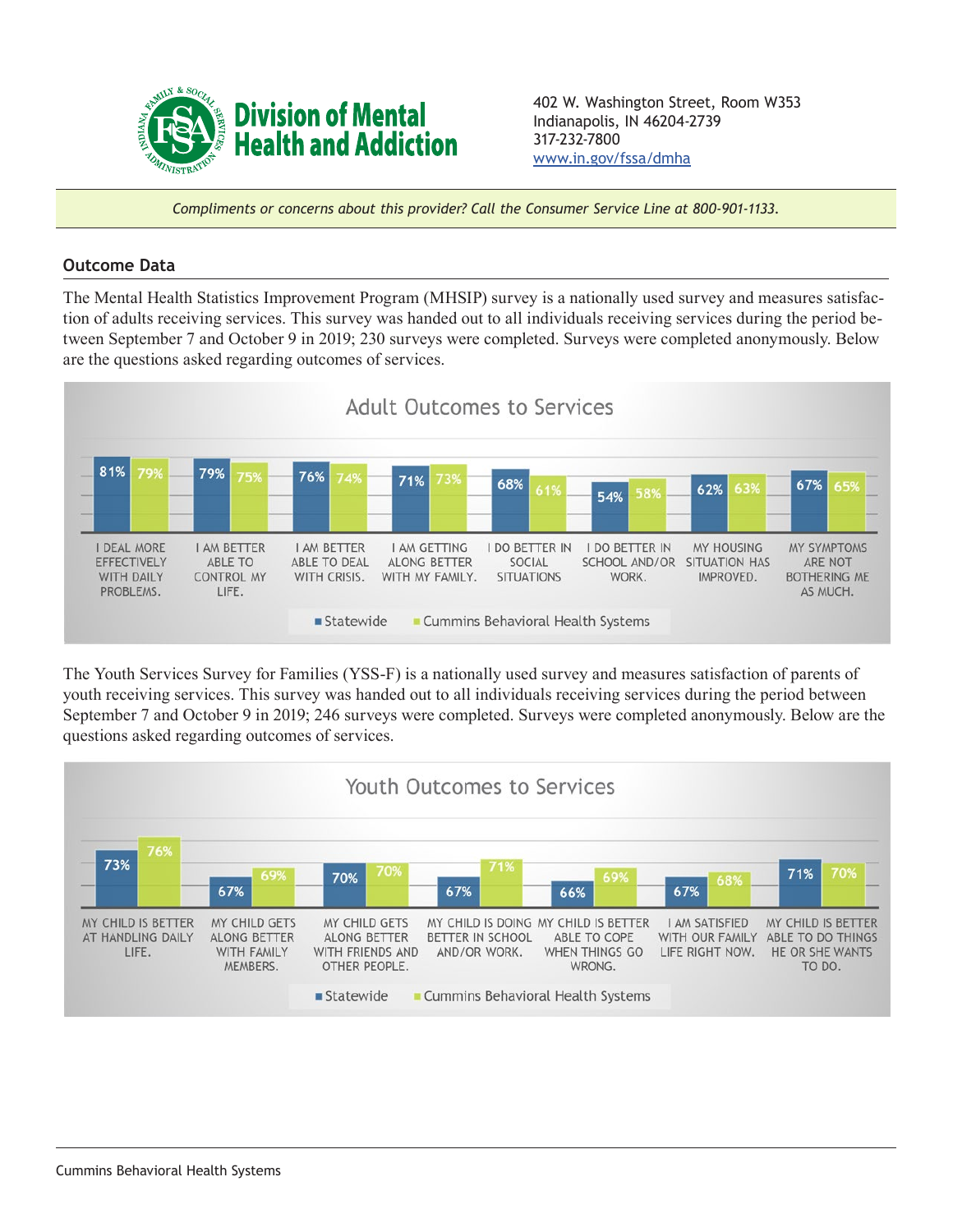Division of Mental Health and Addiction

402 W. Washington Street, Room W353
Indianapolis, IN 46204-2739
317-232-7800
www.in.gov/fssa/dmha

*Compliments or concerns about this provider? Call the Consumer Service Line at 800-901-1133.*

## Outcome Data

The Mental Health Statistics Improvement Program (MHSIP) survey is a nationally used survey and measures satisfaction of adults receiving services. This survey was handed out to all individuals receiving services during the period between September 7 and October 9 in 2019; 230 surveys were completed. Surveys were completed anonymously. Below are the questions asked regarding outcomes of services.

Adult Outcomes to Services

81% 79%
I DEAL MORE EFFECTIVELY WITH DAILY PROBLEMS.

79% 75%
I AM BETTER ABLE TO CONTROL MY LIFE.

76% 74%
I AM BETTER ABLE TO DEAL WITH CRISIS.

71% 73%
I AM GETTING ALONG BETTER WITH MY FAMILY.

68% 61%
I DO BETTER IN SOCIAL SITUATIONS

54% 58%
I DO BETTER IN SCHOOL AND/OR WORK.

62% 63%
MY HOUSING SITUATION HAS IMPROVED.

67% 65%
MY SYMPTOMS ARE NOT BOTHERING ME AS MUCH.

Statewide
Cummins Behavioral Health Systems

The Youth Services Survey for Families (YSS-F) is a nationally used survey and measures satisfaction of parents of youth receiving services. This survey was handed out to all individuals receiving services during the period between September 7 and October 9 in 2019; 246 surveys were completed. Surveys were completed anonymously. Below are the questions asked regarding outcomes of services.

Youth Outcomes to Services

73% 76%
MY CHILD IS BETTER AT HANDLING DAILY LIFE.

67% 69%
MY CHILD GETS ALONG BETTER WITH FAMILY MEMBERS.

70% 70%
MY CHILD GETS ALONG BETTER WITH FRIENDS AND OTHER PEOPLE.

67% 71%
MY CHILD IS DOING BETTER IN SCHOOL AND/OR WORK.

66% 69%
MY CHILD IS BETTER ABLE TO COPE WHEN THINGS GO WRONG.

67% 68%
I AM SATISFIED WITH OUR FAMILY LIFE RIGHT NOW.

71% 70%
MY CHILD IS BETTER ABLE TO DO THINGS HE OR SHE WANTS TO DO.

Statewide
Cummins Behavioral Health Systems